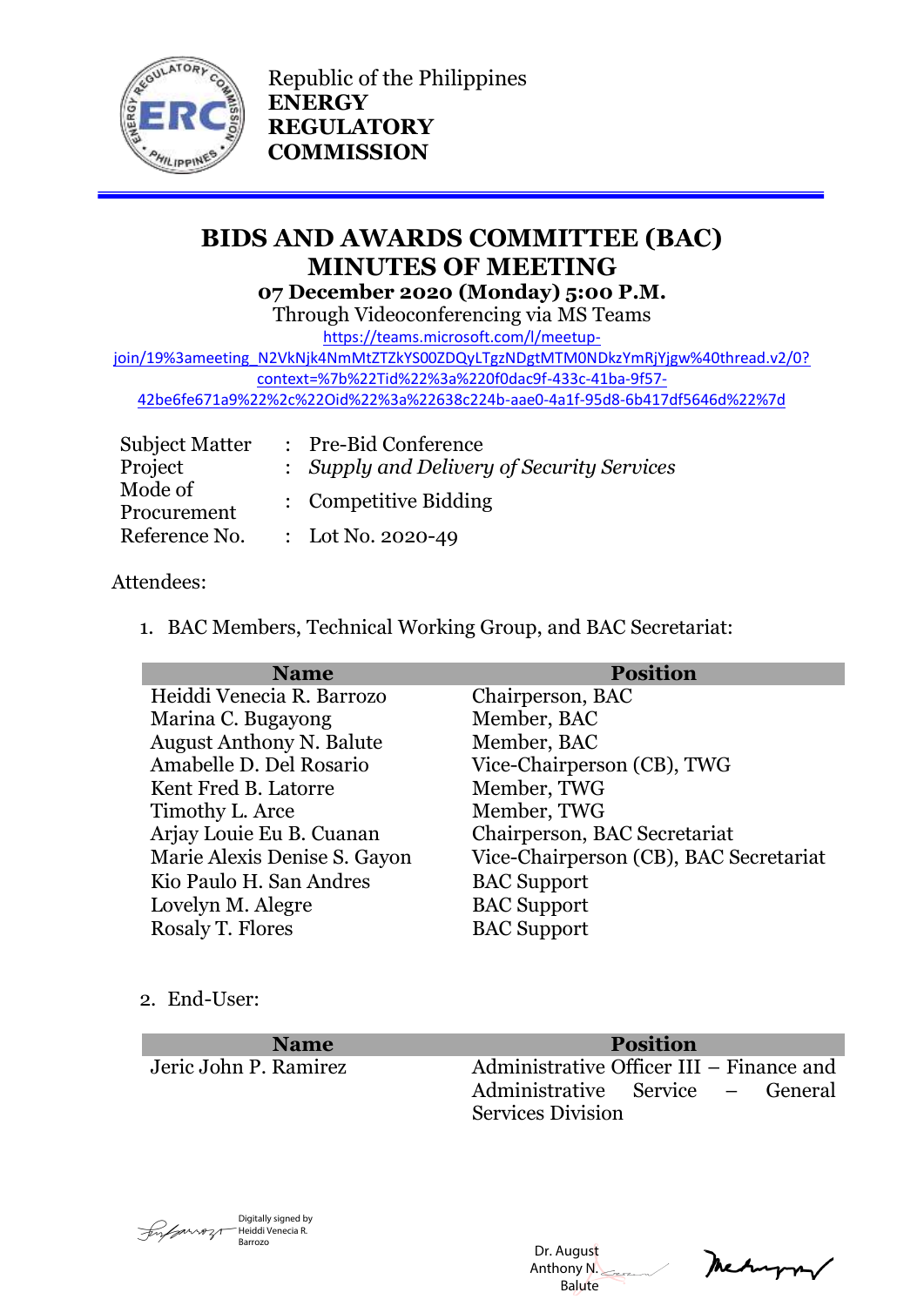Republic of the Philippines
**ENERGY REGULATORY COMMISSION**

# BIDS AND AWARDS COMMITTEE (BAC) MINUTES OF MEETING

**07 December 2020 (Monday) 5:00 P.M.**

Through Videoconferencing via MS Teams

https://teams.microsoft.com/l/meetup-join/19%3ameeting_N2VkNjk4NmMtZTZkYS00ZDQyLTgzNDgtMTM0NDkzYmRjYjgw%40thread.v2/0?context=%7b%22Tid%22%3a%220f0dac9f-433c-41ba-9f57-42be6fe671a9%22%2c%22Oid%22%3a%22638c224b-aae0-4a1f-95d8-6b417df5646d%22%7d

| | | |
|---|---|---|
| Subject Matter | : | Pre-Bid Conference |
| Project | : | *Supply and Delivery of Security Services* |
| Mode of Procurement | : | Competitive Bidding |
| Reference No. | : | Lot No. 2020-49 |

Attendees:

1. BAC Members, Technical Working Group, and BAC Secretariat:

| Name | Position |
|---|---|
| Heiddi Venecia R. Barrozo | Chairperson, BAC |
| Marina C. Bugayong | Member, BAC |
| August Anthony N. Balute | Member, BAC |
| Amabelle D. Del Rosario | Vice-Chairperson (CB), TWG |
| Kent Fred B. Latorre | Member, TWG |
| Timothy L. Arce | Member, TWG |
| Arjay Louie Eu B. Cuanan | Chairperson, BAC Secretariat |
| Marie Alexis Denise S. Gayon | Vice-Chairperson (CB), BAC Secretariat |
| Kio Paulo H. San Andres | BAC Support |
| Lovelyn M. Alegre | BAC Support |
| Rosaly T. Flores | BAC Support |

2. End-User:

| Name | Position |
|---|---|
| Jeric John P. Ramirez | Administrative Officer III – Finance and Administrative Service – General Services Division |

Digitally signed by Heiddi Venecia R. Barrozo

Dr. August Anthony N. Balute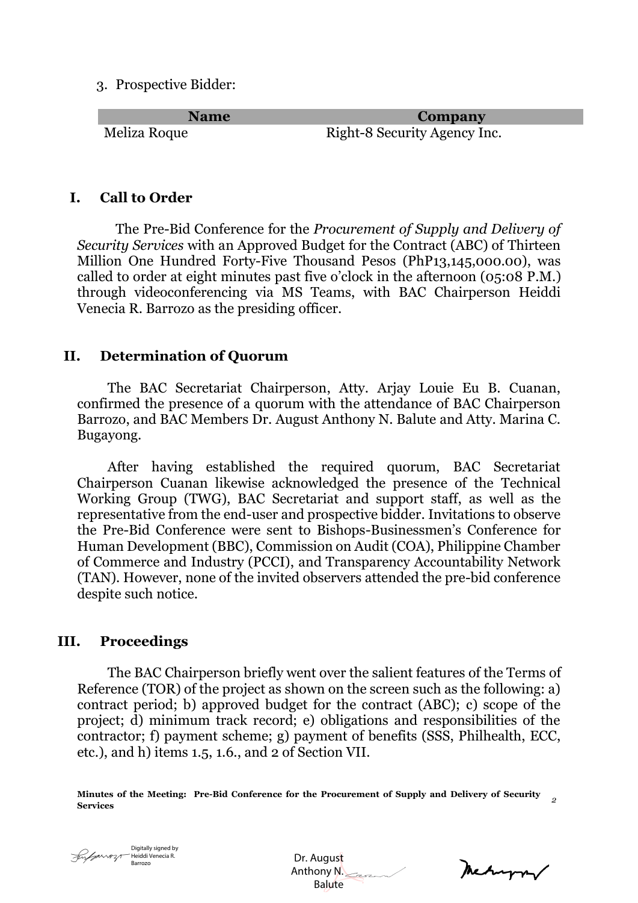3. Prospective Bidder:

| Name | Company |
| --- | --- |
| Meliza Roque | Right-8 Security Agency Inc. |

## I. Call to Order

The Pre-Bid Conference for the *Procurement of Supply and Delivery of Security Services* with an Approved Budget for the Contract (ABC) of Thirteen Million One Hundred Forty-Five Thousand Pesos (PhP13,145,000.00), was called to order at eight minutes past five o'clock in the afternoon (05:08 P.M.) through videoconferencing via MS Teams, with BAC Chairperson Heiddi Venecia R. Barrozo as the presiding officer.

## II. Determination of Quorum

The BAC Secretariat Chairperson, Atty. Arjay Louie Eu B. Cuanan, confirmed the presence of a quorum with the attendance of BAC Chairperson Barrozo, and BAC Members Dr. August Anthony N. Balute and Atty. Marina C. Bugayong.

After having established the required quorum, BAC Secretariat Chairperson Cuanan likewise acknowledged the presence of the Technical Working Group (TWG), BAC Secretariat and support staff, as well as the representative from the end-user and prospective bidder. Invitations to observe the Pre-Bid Conference were sent to Bishops-Businessmen's Conference for Human Development (BBC), Commission on Audit (COA), Philippine Chamber of Commerce and Industry (PCCI), and Transparency Accountability Network (TAN). However, none of the invited observers attended the pre-bid conference despite such notice.

## III. Proceedings

The BAC Chairperson briefly went over the salient features of the Terms of Reference (TOR) of the project as shown on the screen such as the following: a) contract period; b) approved budget for the contract (ABC); c) scope of the project; d) minimum track record; e) obligations and responsibilities of the contractor; f) payment scheme; g) payment of benefits (SSS, Philhealth, ECC, etc.), and h) items 1.5, 1.6., and 2 of Section VII.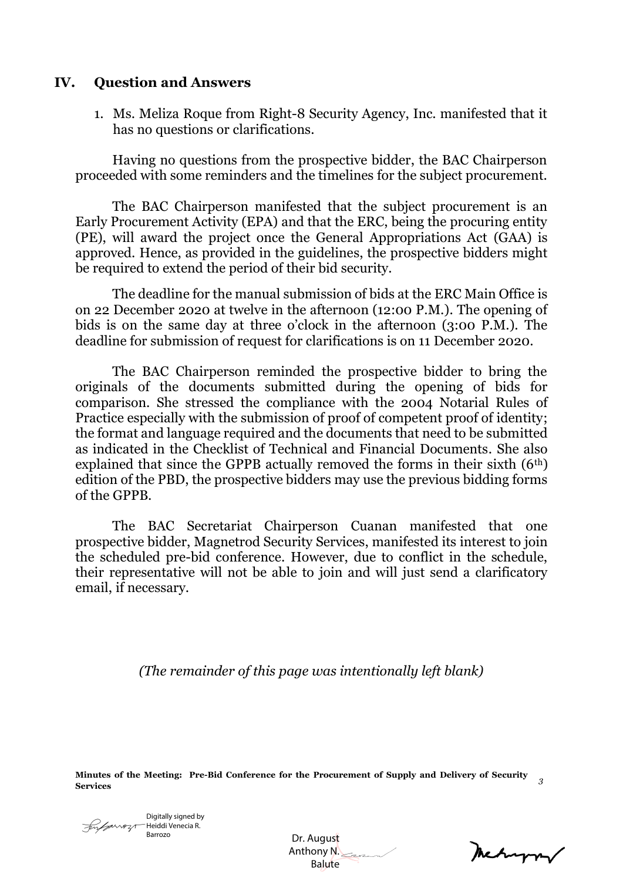## IV. Question and Answers

1. Ms. Meliza Roque from Right-8 Security Agency, Inc. manifested that it has no questions or clarifications.

Having no questions from the prospective bidder, the BAC Chairperson proceeded with some reminders and the timelines for the subject procurement.

The BAC Chairperson manifested that the subject procurement is an Early Procurement Activity (EPA) and that the ERC, being the procuring entity (PE), will award the project once the General Appropriations Act (GAA) is approved. Hence, as provided in the guidelines, the prospective bidders might be required to extend the period of their bid security.

The deadline for the manual submission of bids at the ERC Main Office is on 22 December 2020 at twelve in the afternoon (12:00 P.M.). The opening of bids is on the same day at three o'clock in the afternoon (3:00 P.M.). The deadline for submission of request for clarifications is on 11 December 2020.

The BAC Chairperson reminded the prospective bidder to bring the originals of the documents submitted during the opening of bids for comparison. She stressed the compliance with the 2004 Notarial Rules of Practice especially with the submission of proof of competent proof of identity; the format and language required and the documents that need to be submitted as indicated in the Checklist of Technical and Financial Documents. She also explained that since the GPPB actually removed the forms in their sixth (6th) edition of the PBD, the prospective bidders may use the previous bidding forms of the GPPB.

The BAC Secretariat Chairperson Cuanan manifested that one prospective bidder, Magnetrod Security Services, manifested its interest to join the scheduled pre-bid conference. However, due to conflict in the schedule, their representative will not be able to join and will just send a clarificatory email, if necessary.

*(The remainder of this page was intentionally left blank)*

Digitally signed by Heiddi Venecia R. Barrozo

Dr. August Anthony N. Balute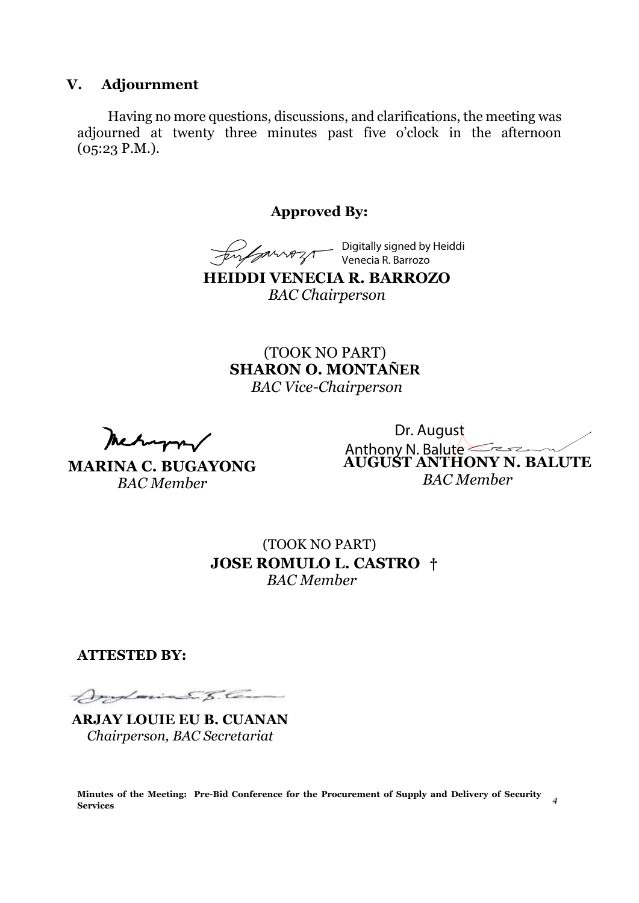## V. Adjournment

Having no more questions, discussions, and clarifications, the meeting was adjourned at twenty three minutes past five o'clock in the afternoon (05:23 P.M.).

**Approved By:**

Digitally signed by Heiddi Venecia R. Barrozo

**HEIDDI VENECIA R. BARROZO**
*BAC Chairperson*

(TOOK NO PART)
**SHARON O. MONTAÑER**
*BAC Vice-Chairperson*

**MARINA C. BUGAYONG**
*BAC Member*

Dr. August Anthony N. Balute
**AUGUST ANTHONY N. BALUTE**
*BAC Member*

(TOOK NO PART)
**JOSE ROMULO L. CASTRO †**
*BAC Member*

**ATTESTED BY:**

**ARJAY LOUIE EU B. CUANAN**
*Chairperson, BAC Secretariat*

**Minutes of the Meeting: Pre-Bid Conference for the Procurement of Supply and Delivery of Security Services**